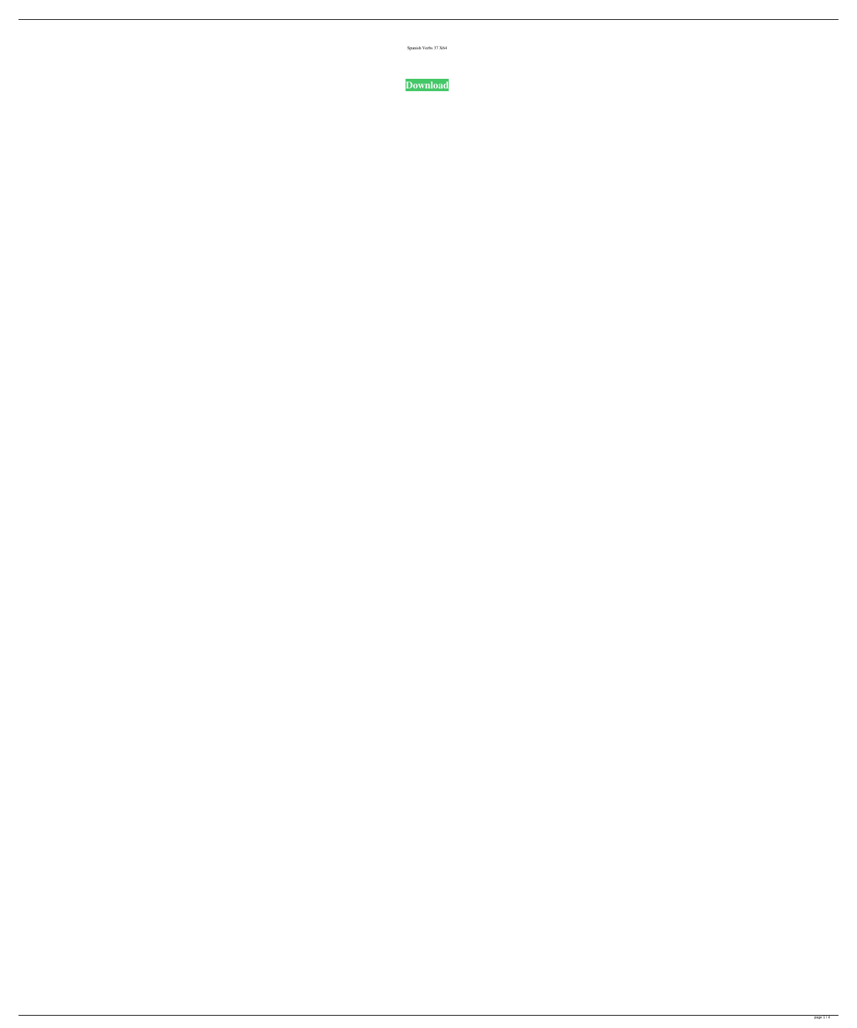Spanish Verbs 37 X64

**Download**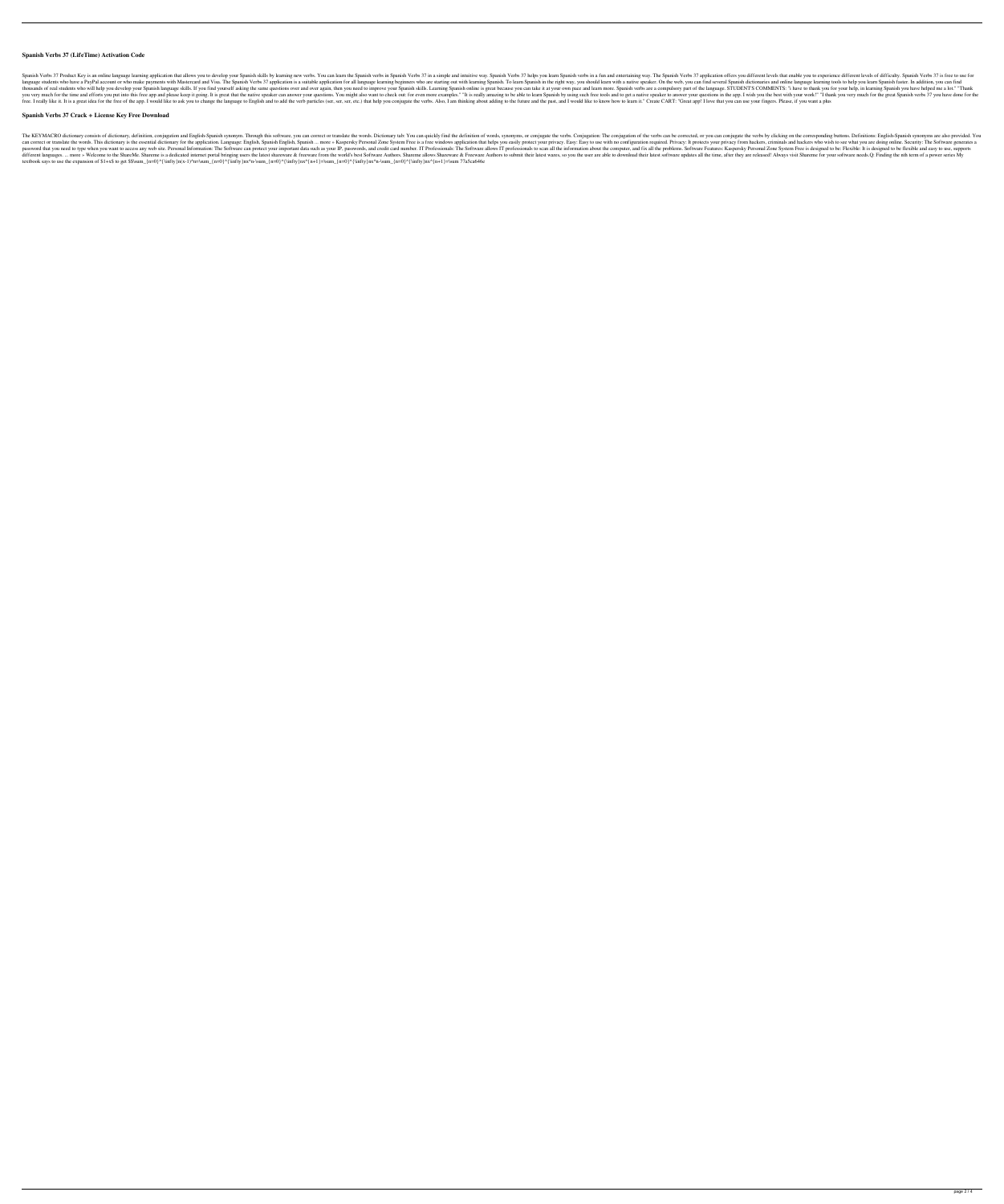## Spanish Verbs 37 (LifeTime) Activation Code

Spanish Verbs 37 Product Key is an online language learning application that allows you to develop your Spanish skills by learning new verbs. You can learn the Spanish verbs in Spanish Verbs 37 in a simple and intuitive way. Spanish Verbs 37 helps you learn Spanish verbs in a fun and entertaining way. The Spanish Verbs 37 application offers you different levels that enable you to experience different levels of difficulty. Spanish Verbs 37 is free to use for language students who have a PayPal account or who make payments with Mastercard and Visa. The Spanish Verbs 37 application is a suitable application for all language learning beginners who are starting out with learning Spanish. To learn Spanish in the right way, you should learn with a native speaker. On the web, you can find several Spanish dictionaries and online language learning tools to help you learn Spanish faster. In addition, you can find thousands of real students who will help you develop your Spanish language skills. If you find yourself asking the same questions over and over again, then you need to improve your Spanish skills. Learning Spanish online is great because you can take it at your own pace and learn more. Spanish verbs are a compulsory part of the language. STUDENT'S COMMENTS: "i have to thank you for your help, in learning Spanish you have helped me a lot." "Thank you very much for the time and efforts you put into this free app and please keep it going. It is great that the native speaker can answer your questions. You might also want to check out: for even more examples." "It is really amazing to be able to learn Spanish by using such free tools and to get a native speaker to answer your questions in the app. I wish you the best with your work!" "I thank you very much for the great Spanish verbs 37 you have done for the free. I really like it. It is a great idea for the free of the app. I would like to ask you to change the language to English and to add the verb particles (ser, ser, ser, etc.) that help you conjugate the verbs. Also, I am thinking about adding to the future and the past, and I would like to know how to learn it." Create CART: "Great app! I love that you can use your fingers. Please, if you want a plus

## Spanish Verbs 37 Crack + License Key Free Download

The KEYMACRO dictionary consists of dictionary, definition, conjugation and English-Spanish synonym. Through this software, you can correct or translate the words. Dictionary tab: You can quickly find the definition of words, synonyms, or conjugate the verbs. Conjugation: The conjugation of the verbs can be corrected, or you can conjugate the verbs by clicking on the corresponding buttons. Definitions: English-Spanish synonyms are also provided. You can correct or translate the words. This dictionary is the essential dictionary for the application. Language: English, Spanish English, Spanish ... more » Kaspersky Personal Zone System Free is a free windows application that helps you easily protect your privacy. Easy: Easy to use with no configuration required. Privacy: It protects your privacy from hackers, criminals and hackers who wish to see what you are doing online. Security: The Software generates a password that you need to type when you want to access any web site. Personal Information: The Software can protect your important data such as your IP, passwords, and credit card number. IT Professionals: The Software allows IT professionals to scan all the information about the computer, and fix all the problems. Software Features: Kaspersky Personal Zone System Free is designed to be: Flexible: It is designed to be flexible and easy to use, supports different languages. ... more » Welcome to the ShareMe. Shareme is a dedicated internet portal bringing users the latest shareware & freeware from the world's best Software Authors. Shareme allows Shareware & Freeware Authors to submit their latest wares, so you the user are able to download their latest software updates all the time, after they are released! Always visit Shareme for your software needs.Q: Finding the nth term of a power series My textbook says to use the expansion of $1+x$ to get $$\sum_{n=0}^{\infty}n(x-1)^n=\sum_{n=0}^{\infty}nx^n-\sum_{n=0}^{\infty}nx^{n+1}=\sum_{n=0}^{\infty}nx^n-\sum_{n=0}^{\infty}nx^{n+1}=\sum 77a5ca646e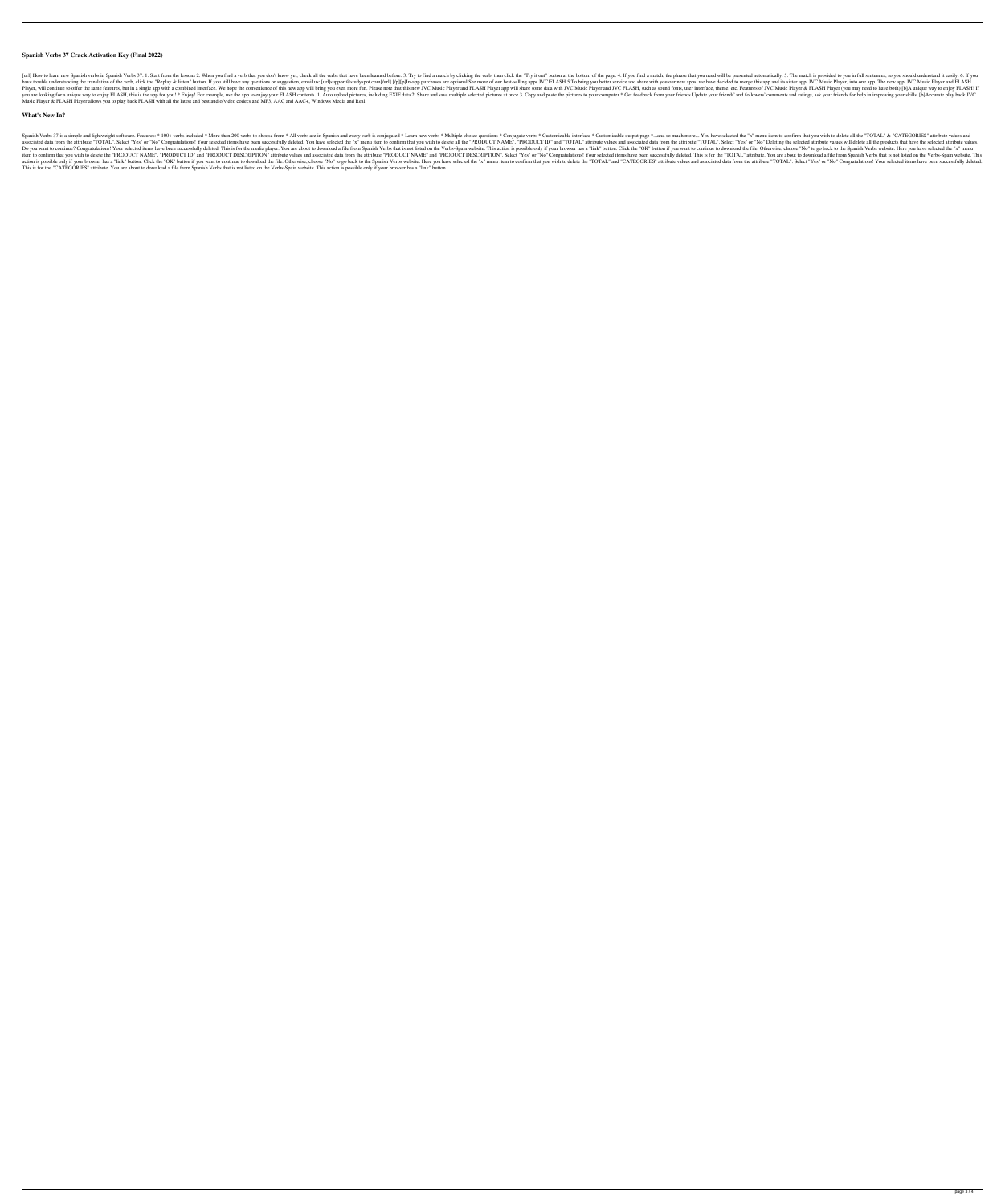**Spanish Verbs 37 Crack Activation Key (Final 2022)**

[url] How to learn new Spanish verbs in Spanish Verbs 37: 1. Start from the lessons 2. When you find a verb that you don't know yet, check all the verbs that have been learned before. 3. Try to find a match by clicking the verb, then click the "Try it out" button at the bottom of the page. 4. If you find a match, the phrase that you need will be presented automatically. 5. The match is provided to you in full sentences, so you should understand it easily. 6. If you have trouble understanding the translation of the verb, click the "Replay & listen" button. If you still have any questions or suggestion, email us: [url]support@studyspot.com[/url] [/p][p]In-app purchases are optional See more of our best-selling apps JVC FLASH 5 To bring you better service and share with you our new apps, we have decided to merge this app and its sister app, JVC Music Player, into one app. The new app, JVC Music Player and FLASH Player, will continue to offer the same features, but in a single app with a combined interface. We hope the convenience of this new app will bring you even more fun. Please note that this new JVC Music Player and FLASH Player app will share some data with JVC Music Player and JVC FLASH, such as sound fonts, user interface, theme, etc. Features of JVC Music Player & FLASH Player (you may need to have both) [b]A unique way to enjoy FLASH! If you are looking for a unique way to enjoy FLASH, this is the app for you! * Enjoy! For example, use the app to enjoy your FLASH contents. 1. Auto upload pictures, including EXIF data 2. Share and save multiple selected pictures at once 3. Copy and paste the pictures to your computer * Get feedback from your friends Update your friends' and followers' comments and ratings, ask your friends for help in improving your skills. [b]Accurate play back JVC Music Player & FLASH Player allows you to play back FLASH with all the latest and best audio/video codecs and MP3, AAC and AAC+, Windows Media and Real

**What's New In?**

Spanish Verbs 37 is a simple and lightweight software. Features: * 100+ verbs included * More than 200 verbs to choose from * All verbs are in Spanish and every verb is conjugated * Learn new verbs * Multiple choice questions * Conjugate verbs * Customizable interface * Customizable output page * ...and so much more... You have selected the "x" menu item to confirm that you wish to delete all the "TOTAL" & "CATEGORIES" attribute values and associated data from the attribute "TOTAL". Select "Yes" or "No" Congratulations! Your selected items have been successfully deleted. You have selected the "x" menu item to confirm that you wish to delete all the "PRODUCT NAME", "PRODUCT ID" and "TOTAL" attribute values and associated data from the attribute "TOTAL". Select "Yes" or "No" Deleting the selected attribute values will delete all the products that have the selected attribute values. Do you want to continue? Congratulations! Your selected items have been successfully deleted. This is for the media player. You are about to download a file from Spanish Verbs that is not listed on the Verbs-Spain website. This action is possible only if your browser has a "link" button. Click the "OK" button if you want to continue to download the file. Otherwise, choose "No" to go back to the Spanish Verbs website. Here you have selected the "x" menu item to confirm that you wish to delete the "PRODUCT NAME", "PRODUCT ID" and "PRODUCT DESCRIPTION" attribute values and associated data from the attribute "PRODUCT NAME" and "PRODUCT DESCRIPTION". Select "Yes" or "No" Congratulations! Your selected items have been successfully deleted. This is for the "TOTAL" attribute. You are about to download a file from Spanish Verbs that is not listed on the Verbs-Spain website. This action is possible only if your browser has a "link" button. Click the "OK" button if you want to continue to download the file. Otherwise, choose "No" to go back to the Spanish Verbs website. Here you have selected the "x" menu item to confirm that you wish to delete the "TOTAL" and "CATEGORIES" attribute values and associated data from the attribute "TOTAL". Select "Yes" or "No" Congratulations! Your selected items have been successfully deleted. This is for the "CATEGORIES" attribute. You are about to download a file from Spanish Verbs that is not listed on the Verbs-Spain website. This action is possible only if your browser has a "link" button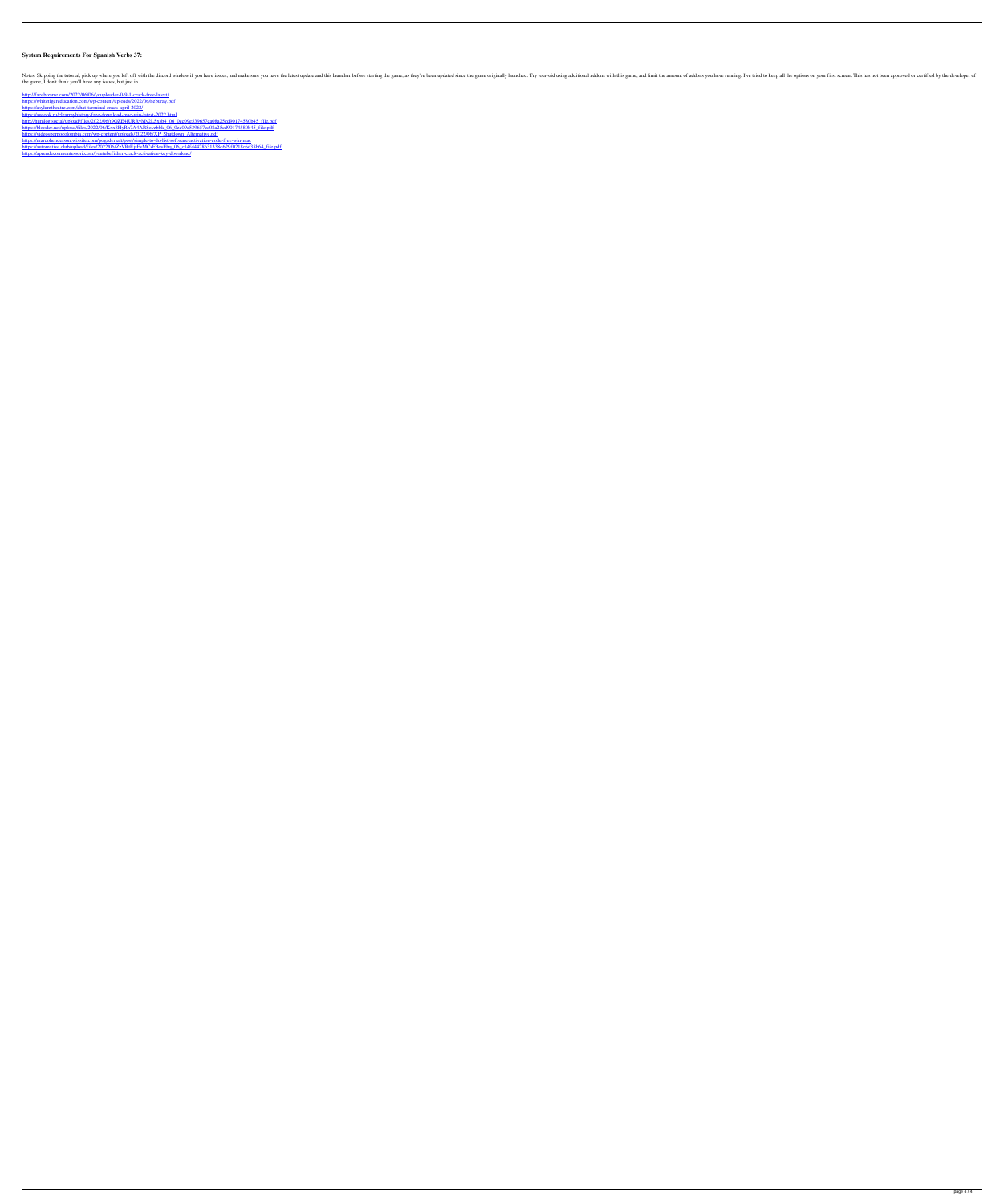**System Requirements For Spanish Verbs 37:**

Notes: Skipping the tutorial, pick up where you left off with the discord window if you have issues, and make sure you have the latest update and this launcher before starting the game, as they've been updated since the game originally launched. Try to avoid using additional addons with this game, and limit the amount of addons you have running. I've tried to keep all the options on your first screen. This has not been approved or certified by the developer of the game, I don't think you'll have any issues, but just in

http://facebizarre.com/2022/06/06/youploader-0-9-1-crack-free-latest/
https://whitetigereducation.com/wp-content/uploads/2022/06/neburay.pdf
https://asylumtheatre.com/chat-terminal-crack-april-2022/
https://uncook.eu/cleanmyhistory-free-download-mac-win-latest-2022.html
http://liaomy.social/upload/files/2022/06/9OZE4iURRvMyZLSxabJ_06_0ee09e539657ca08a25cd90174580b45_file.pdf
https://blooder.net/upload/files/2022/06/KxoHyRh7A4AR8owsbbk_06_0ee09e539657ca08a25cd90174580b45_file.pdf
https://videospromocolombia.com/wp-content/uploads/2022/06/XP_Shutdown_Alternative.pdf
https://marcohenderson.wixsite.com/pogadersalt/post/simple-to-do-list-software-activation-code-free-win-mac
https://automative.club/upload/files/2022/06/ZeVRtEjsFvMCdFBoxEhq_06_c14fd4478631338d629f0218ebd3f064_file.pdf
https://aprendeconmontessori.com/youtubefisher-crack-activation-key-download/